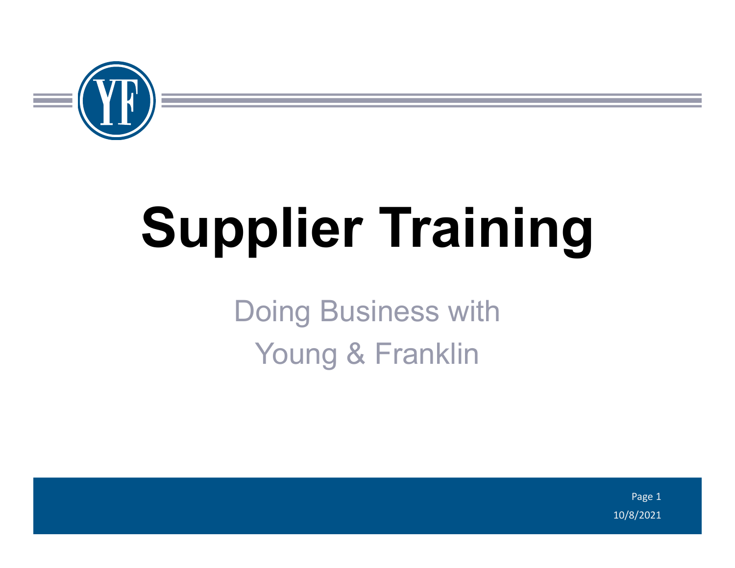# Supplier Training

Doing Business with
Young & Franklin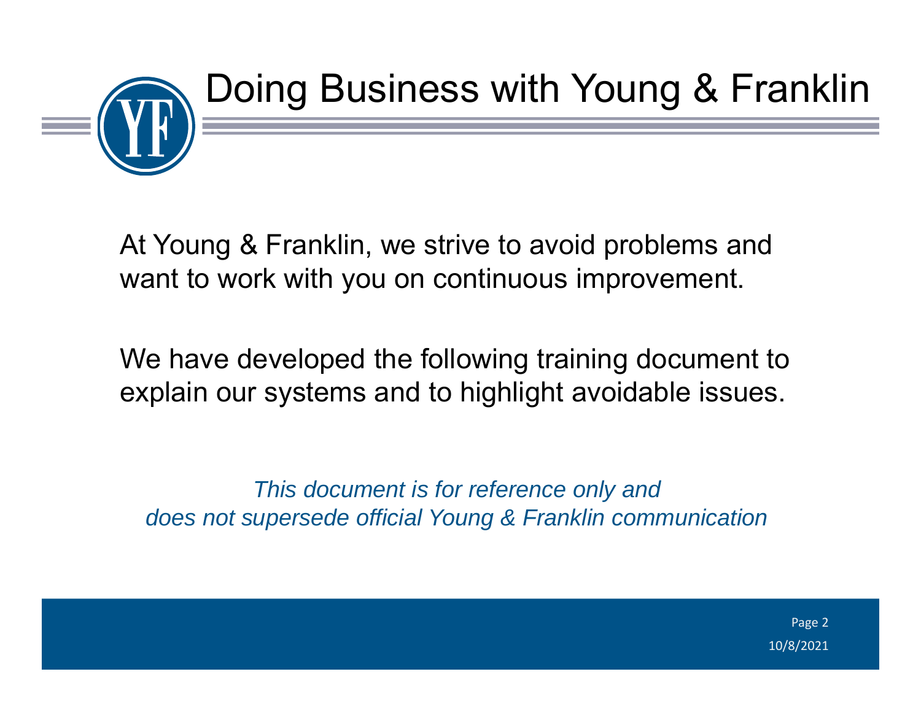# Doing Business with Young & Franklin

At Young & Franklin, we strive to avoid problems and want to work with you on continuous improvement.

We have developed the following training document to explain our systems and to highlight avoidable issues.

*This document is for reference only and does not supersede official Young & Franklin communication*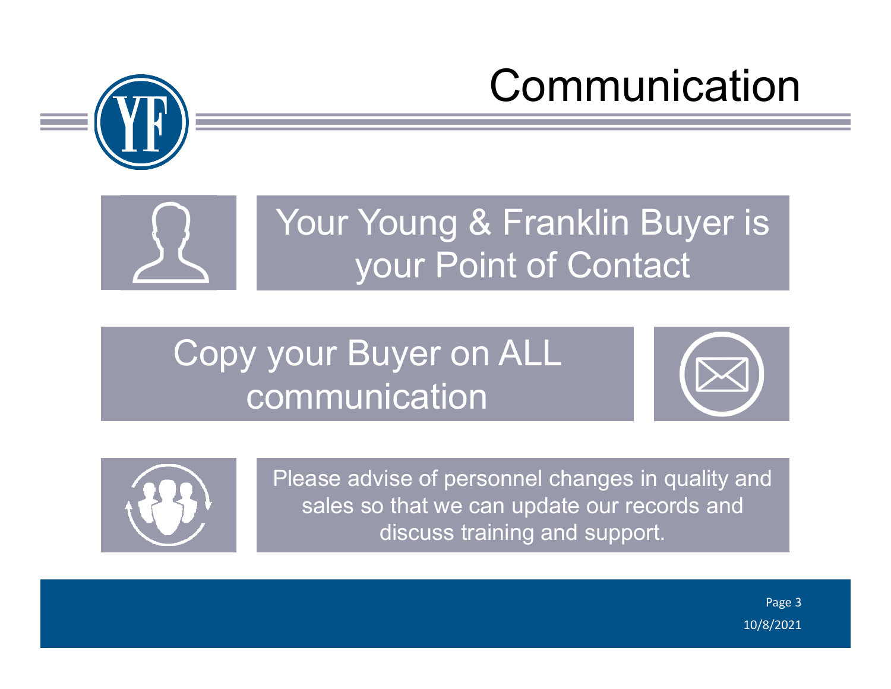# Communication

Your Young & Franklin Buyer is your Point of Contact

Copy your Buyer on ALL communication

Please advise of personnel changes in quality and sales so that we can update our records and discuss training and support.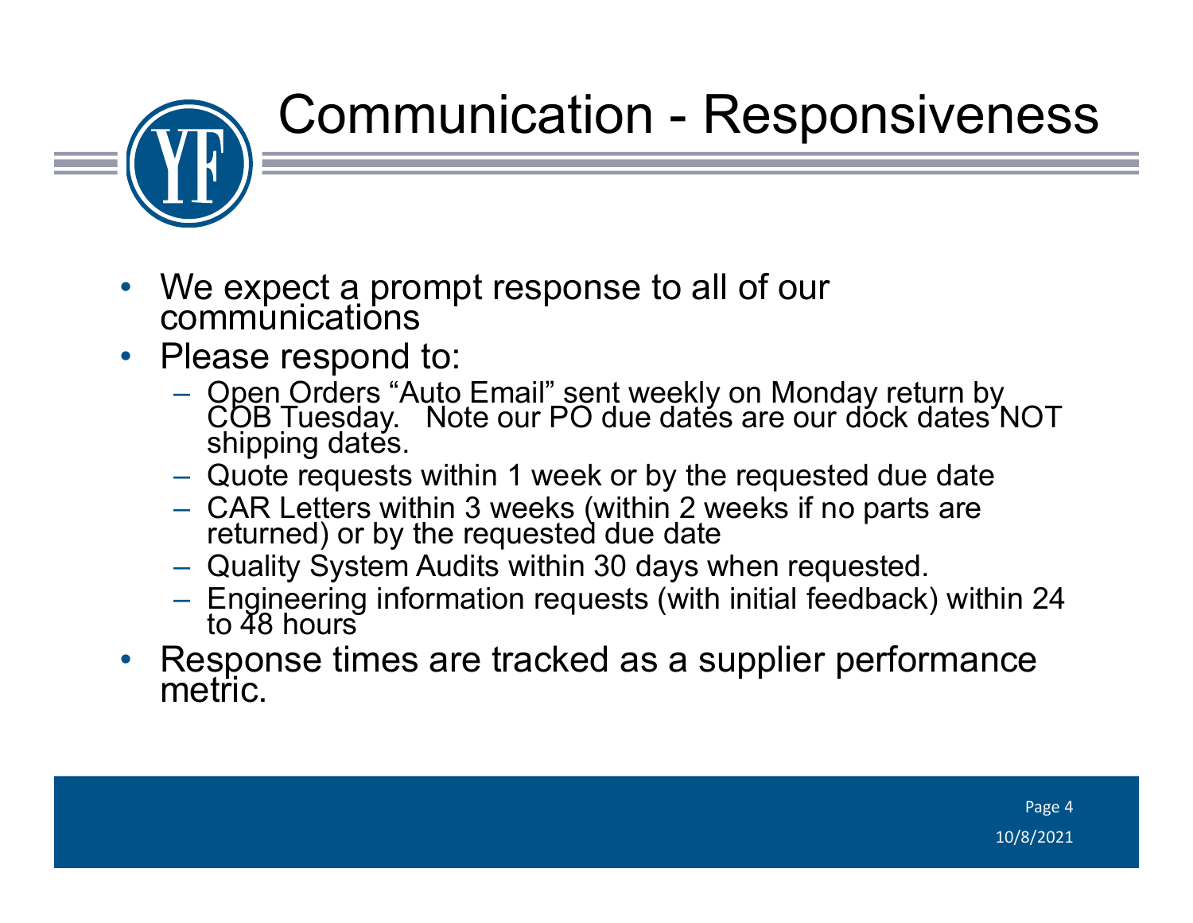# Communication - Responsiveness

- We expect a prompt response to all of our communications
- Please respond to:
  - Open Orders "Auto Email" sent weekly on Monday return by COB Tuesday. Note our PO due dates are our dock dates NOT shipping dates.
  - Quote requests within 1 week or by the requested due date
  - CAR Letters within 3 weeks (within 2 weeks if no parts are returned) or by the requested due date
  - Quality System Audits within 30 days when requested.
  - Engineering information requests (with initial feedback) within 24 to 48 hours
- Response times are tracked as a supplier performance metric.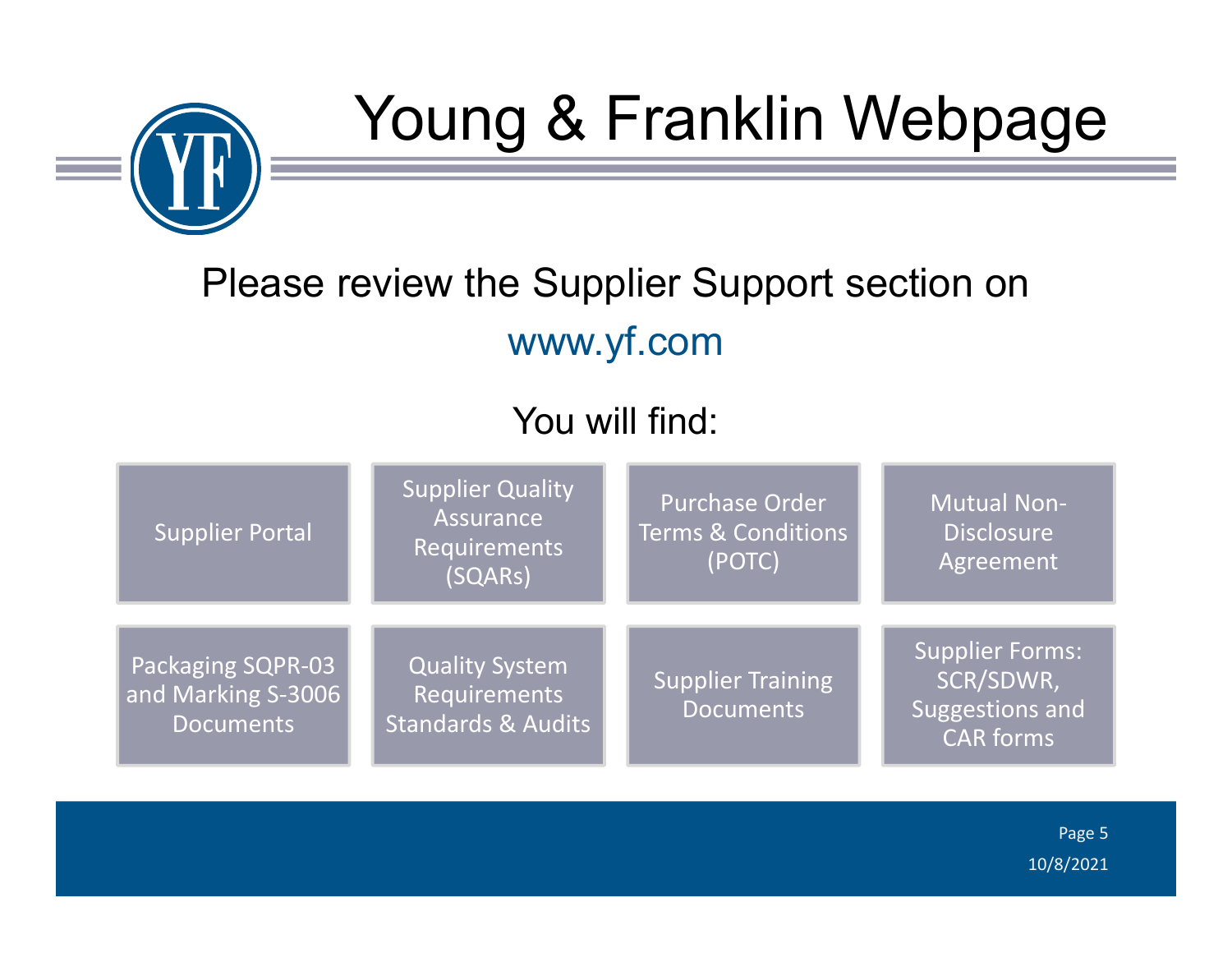# Young & Franklin Webpage

Please review the Supplier Support section on

www.yf.com

You will find:

- Supplier Portal
- Supplier Quality Assurance Requirements (SQARs)
- Purchase Order Terms & Conditions (POTC)
- Mutual Non-Disclosure Agreement
- Packaging SQPR-03 and Marking S-3006 Documents
- Quality System Requirements Standards & Audits
- Supplier Training Documents
- Supplier Forms: SCR/SDWR, Suggestions and CAR forms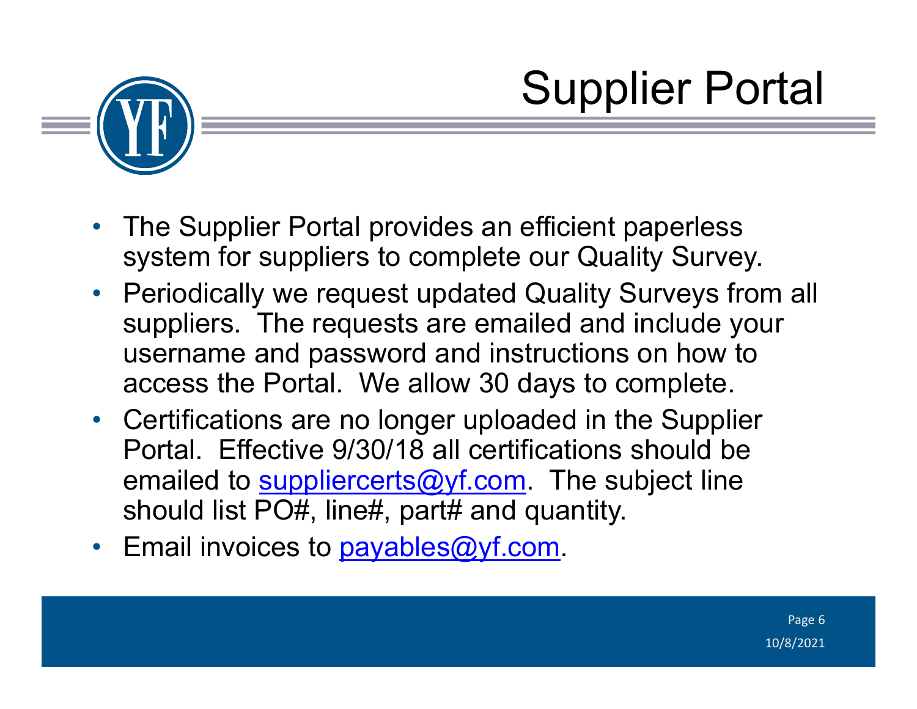# Supplier Portal

- The Supplier Portal provides an efficient paperless system for suppliers to complete our Quality Survey.
- Periodically we request updated Quality Surveys from all suppliers. The requests are emailed and include your username and password and instructions on how to access the Portal. We allow 30 days to complete.
- Certifications are no longer uploaded in the Supplier Portal. Effective 9/30/18 all certifications should be emailed to suppliercerts@yf.com. The subject line should list PO#, line#, part# and quantity.
- Email invoices to payables@yf.com.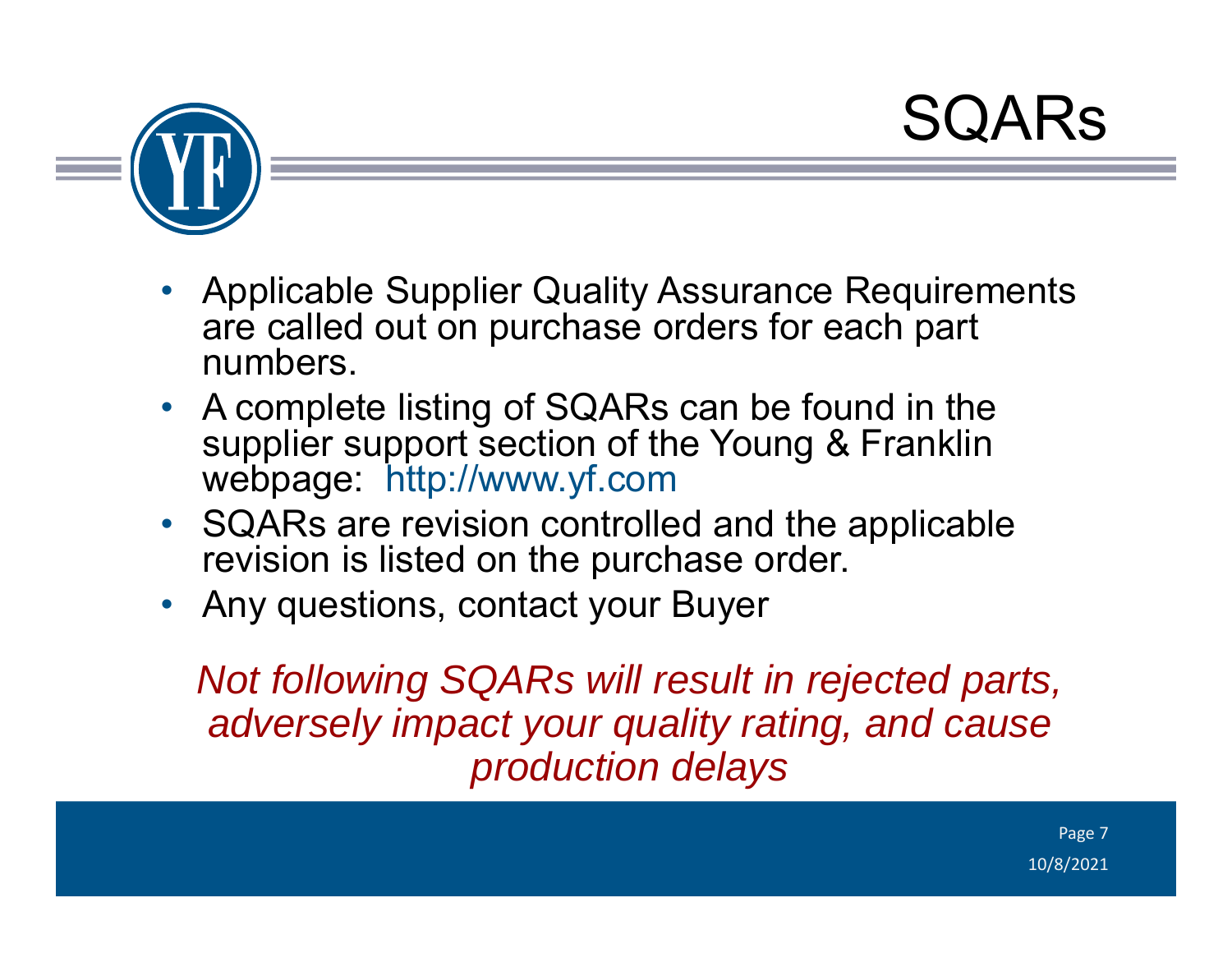# SQARs

- Applicable Supplier Quality Assurance Requirements are called out on purchase orders for each part numbers.
- A complete listing of SQARs can be found in the supplier support section of the Young & Franklin webpage: http://www.yf.com
- SQARs are revision controlled and the applicable revision is listed on the purchase order.
- Any questions, contact your Buyer

*Not following SQARs will result in rejected parts, adversely impact your quality rating, and cause production delays*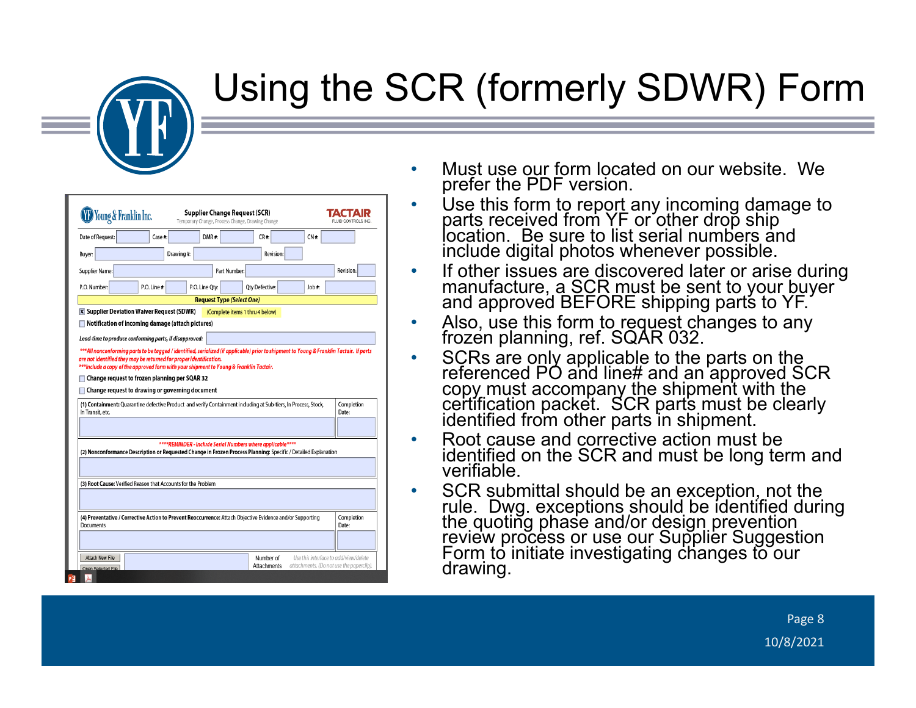# Using the SCR (formerly SDWR) Form

**Young & Franklin Inc.** — **Supplier Change Request (SCR)** — Temporary Change, Process Change, Drawing Change — **TACTAIR** FLUID CONTROLS INC.

Date of Request: | Case #: | DMR #: | CR #: | CN #:

Buyer: | Drawing #: | Revision:

Supplier Name: | Part Number: | Revision:

P.O. Number: | P.O. Line #: | P.O. Line Qty: | Qty Defective: | Job #:

**Request Type** *(Select One)*

- [x] **Supplier Deviation Waiver Request (SDWR)** (Complete items 1 thru 4 below)
- [ ] **Notification of Incoming damage (attach pictures)**

*Lead-time to produce conforming parts, if disapproved:*

****All nonconforming parts to be tagged / identified, serialized (if applicable) prior to shipment to Young & Franklin Tactair. If parts are not identified they may be returned for proper identification.*
****Include a copy of the approved form with your shipment to Young & Franklin Tactair.*

- [ ] **Change request to frozen planning per SQAR 32**
- [ ] **Change request to drawing or governing document**

**(1) Containment:** Quarantine defective Product and verify Containment including at Sub-tiers, In Process, Stock, In Transit, etc. — Completion Date:

****REMINDER - Include Serial Numbers where applicable****
**(2) Nonconformance Description or Requested Change in Frozen Process Planning:** Specific / Detailed Explanation

**(3) Root Cause:** Verified Reason that Accounts for the Problem

**(4) Preventative / Corrective Action to Prevent Reoccurrence:** Attach Objective Evidence and/or Supporting Documents — Completion Date:

Attach New File | Open Selected File | Number of Attachments | *Use this interface to add/view/delete attachments. (Do not use the paperclip).*

- Must use our form located on our website. We prefer the PDF version.
- Use this form to report any incoming damage to parts received from YF or other drop ship location. Be sure to list serial numbers and include digital photos whenever possible.
- If other issues are discovered later or arise during manufacture, a SCR must be sent to your buyer and approved BEFORE shipping parts to YF.
- Also, use this form to request changes to any frozen planning, ref. SQAR 032.
- SCRs are only applicable to the parts on the referenced PO and line# and an approved SCR copy must accompany the shipment with the certification packet. SCR parts must be clearly identified from other parts in shipment.
- Root cause and corrective action must be identified on the SCR and must be long term and verifiable.
- SCR submittal should be an exception, not the rule. Dwg. exceptions should be identified during the quoting phase and/or design prevention review process or use our Supplier Suggestion Form to initiate investigating changes to our drawing.

10/8/2021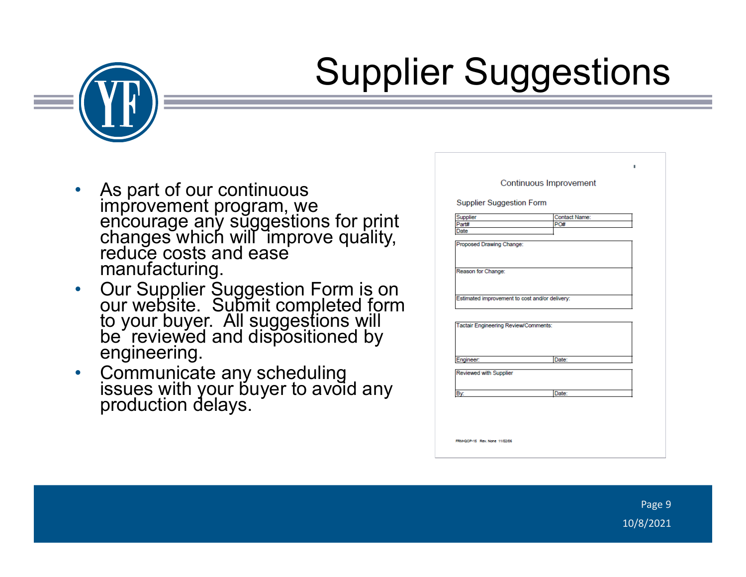# Supplier Suggestions

- As part of our continuous improvement program, we encourage any suggestions for print changes which will improve quality, reduce costs and ease manufacturing.
- Our Supplier Suggestion Form is on our website. Submit completed form to your buyer. All suggestions will be reviewed and dispositioned by engineering.
- Communicate any scheduling issues with your buyer to avoid any production delays.

Continuous Improvement

Supplier Suggestion Form

| Supplier | Contact Name: |
|---|---|
| Part# | PO# |
| Date | |

| Proposed Drawing Change: |
|---|
| Reason for Change: |
| Estimated improvement to cost and/or delivery: |

| Tactair Engineering Review/Comments: | |
|---|---|
| Engineer: | Date: |

| Reviewed with Supplier | |
|---|---|
| By: | Date: |

FRM-QCP-15 Rev. None 11/02/06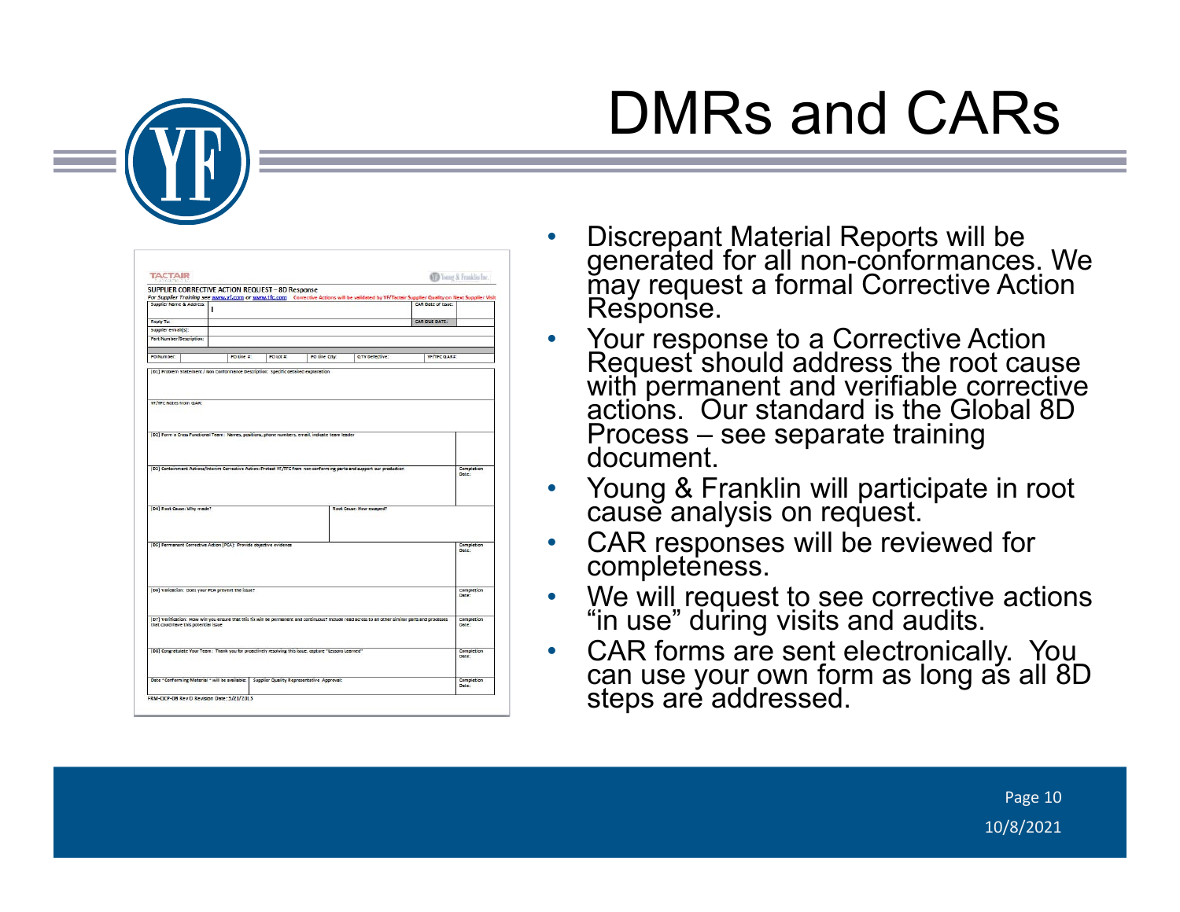# DMRs and CARs

- Discrepant Material Reports will be generated for all non-conformances. We may request a formal Corrective Action Response.
- Your response to a Corrective Action Request should address the root cause with permanent and verifiable corrective actions. Our standard is the Global 8D Process – see separate training document.
- Young & Franklin will participate in root cause analysis on request.
- CAR responses will be reviewed for completeness.
- We will request to see corrective actions "in use" during visits and audits.
- CAR forms are sent electronically. You can use your own form as long as all 8D steps are addressed.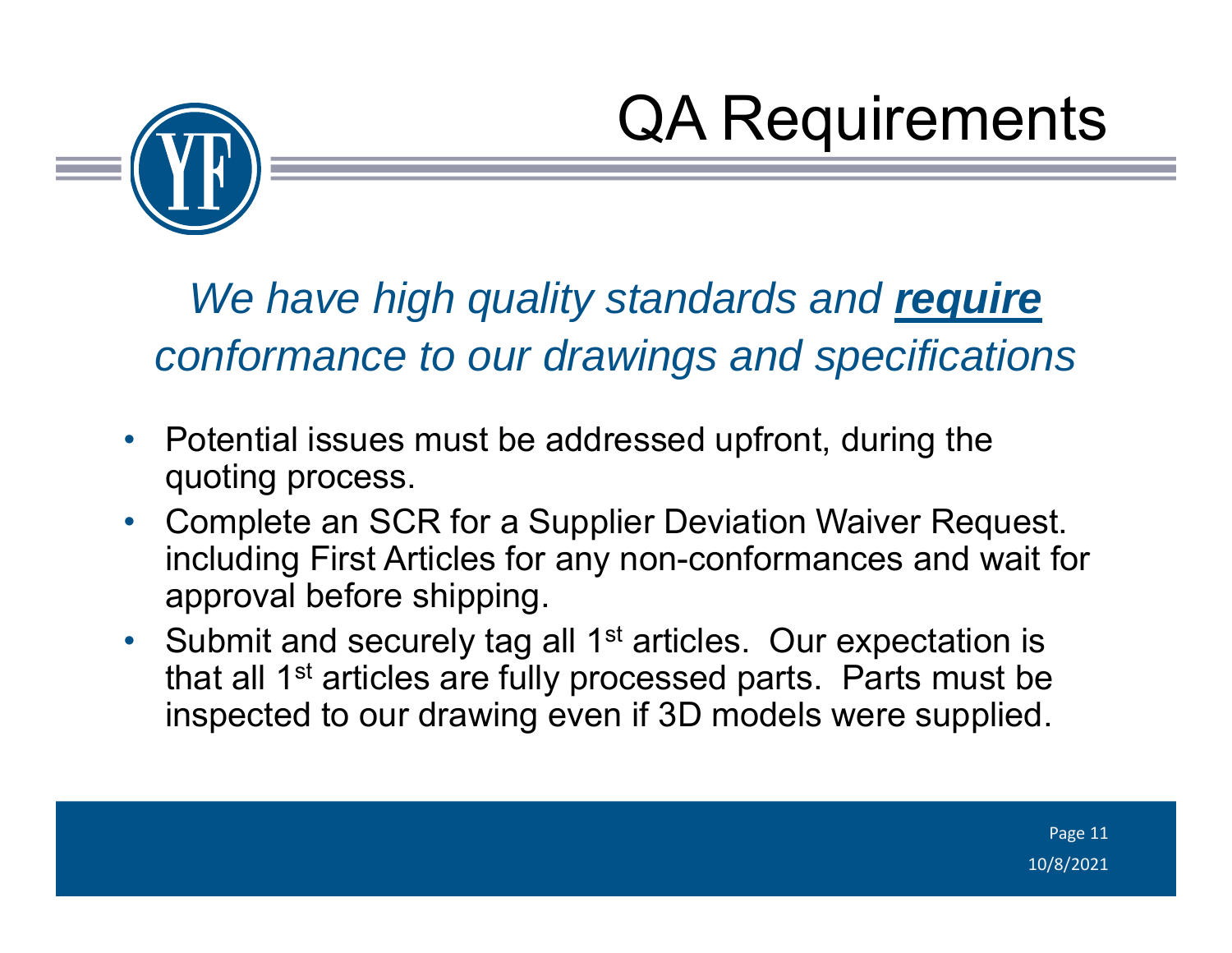# QA Requirements

*We have high quality standards and* ***require*** *conformance to our drawings and specifications*

- Potential issues must be addressed upfront, during the quoting process.
- Complete an SCR for a Supplier Deviation Waiver Request. including First Articles for any non-conformances and wait for approval before shipping.
- Submit and securely tag all 1st articles. Our expectation is that all 1st articles are fully processed parts. Parts must be inspected to our drawing even if 3D models were supplied.

10/8/2021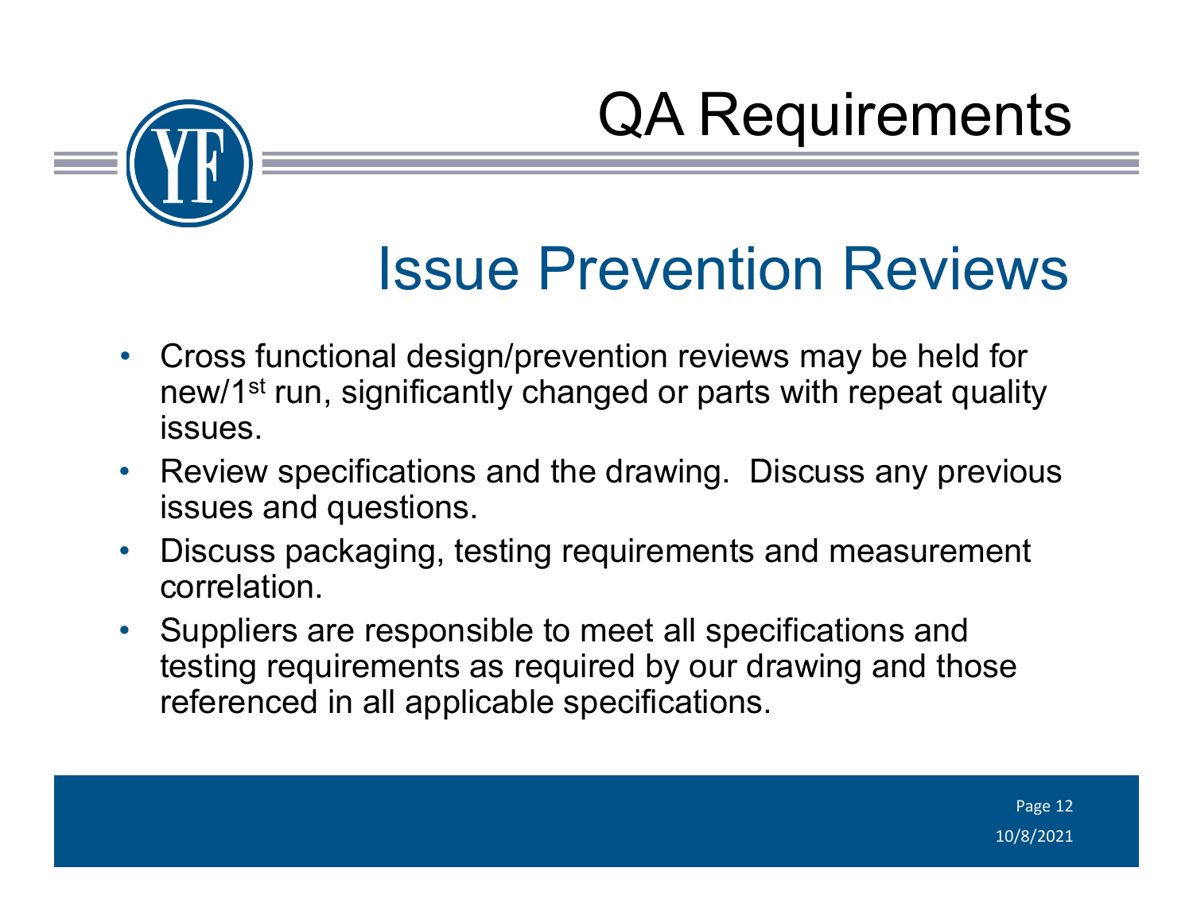# QA Requirements

## Issue Prevention Reviews

- Cross functional design/prevention reviews may be held for new/1st run, significantly changed or parts with repeat quality issues.
- Review specifications and the drawing. Discuss any previous issues and questions.
- Discuss packaging, testing requirements and measurement correlation.
- Suppliers are responsible to meet all specifications and testing requirements as required by our drawing and those referenced in all applicable specifications.

10/8/2021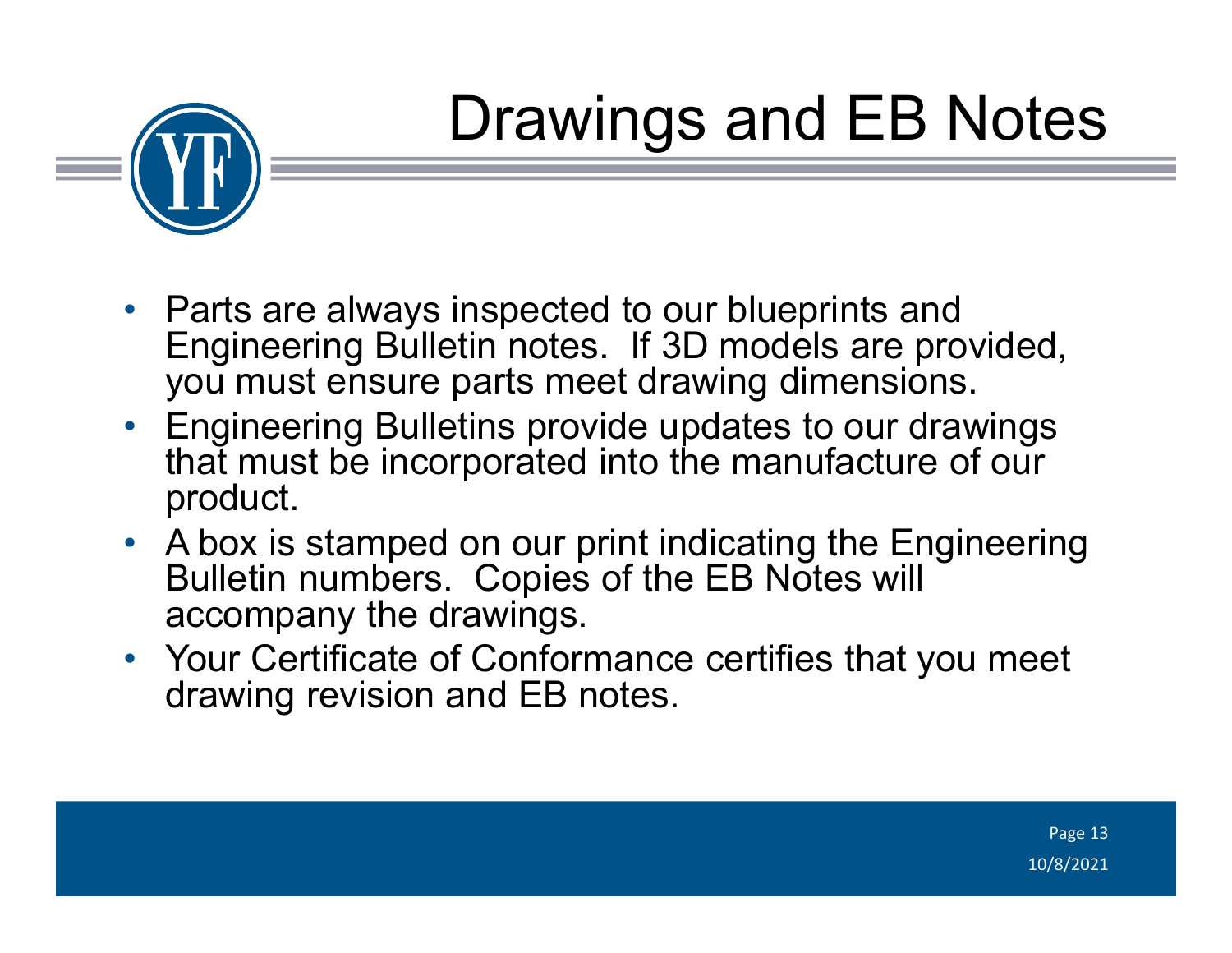# Drawings and EB Notes

- Parts are always inspected to our blueprints and Engineering Bulletin notes. If 3D models are provided, you must ensure parts meet drawing dimensions.
- Engineering Bulletins provide updates to our drawings that must be incorporated into the manufacture of our product.
- A box is stamped on our print indicating the Engineering Bulletin numbers. Copies of the EB Notes will accompany the drawings.
- Your Certificate of Conformance certifies that you meet drawing revision and EB notes.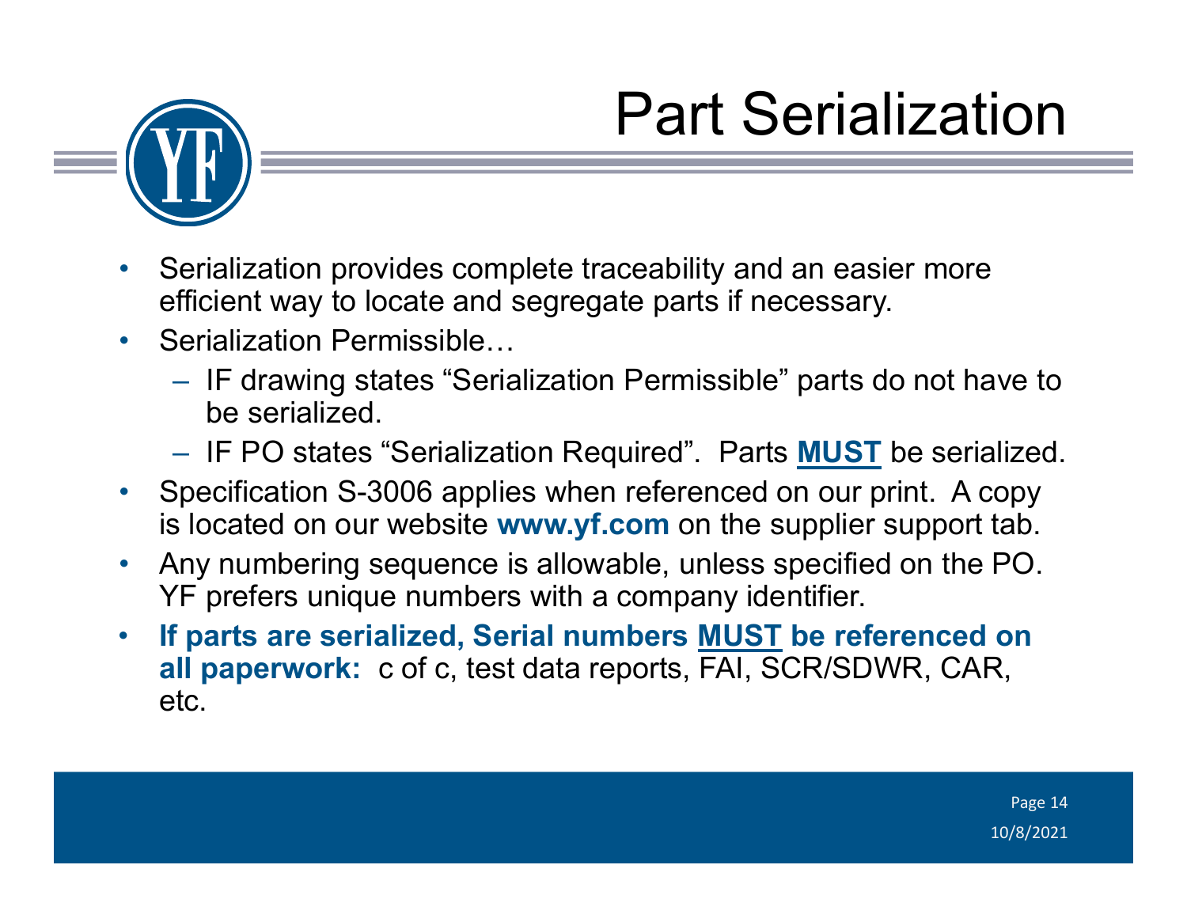# Part Serialization

- Serialization provides complete traceability and an easier more efficient way to locate and segregate parts if necessary.
- Serialization Permissible…
  - IF drawing states "Serialization Permissible" parts do not have to be serialized.
  - IF PO states "Serialization Required". Parts **MUST** be serialized.
- Specification S-3006 applies when referenced on our print. A copy is located on our website **www.yf.com** on the supplier support tab.
- Any numbering sequence is allowable, unless specified on the PO. YF prefers unique numbers with a company identifier.
- **If parts are serialized, Serial numbers MUST be referenced on all paperwork:** c of c, test data reports, FAI, SCR/SDWR, CAR, etc.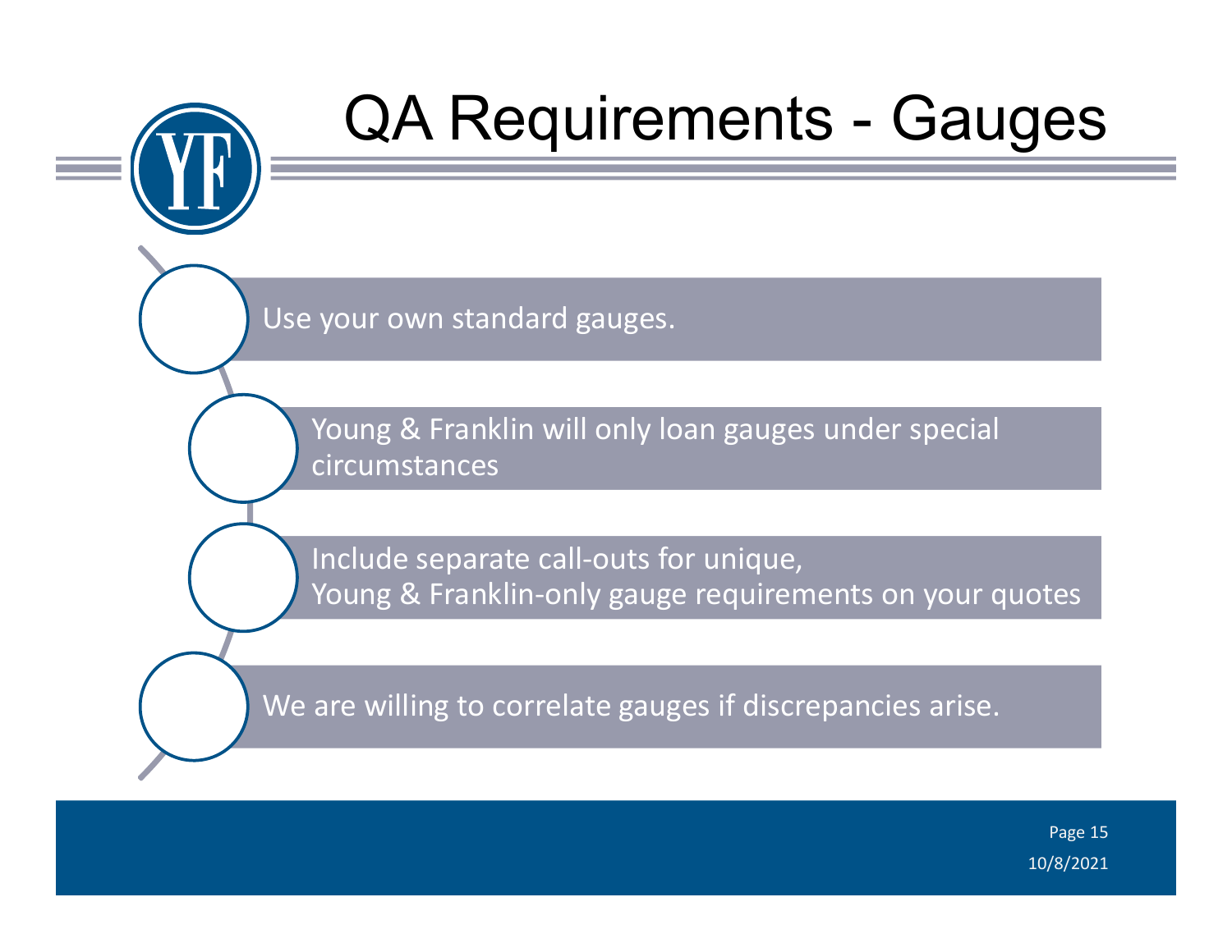# QA Requirements - Gauges

- Use your own standard gauges.
- Young & Franklin will only loan gauges under special circumstances
- Include separate call-outs for unique, Young & Franklin-only gauge requirements on your quotes
- We are willing to correlate gauges if discrepancies arise.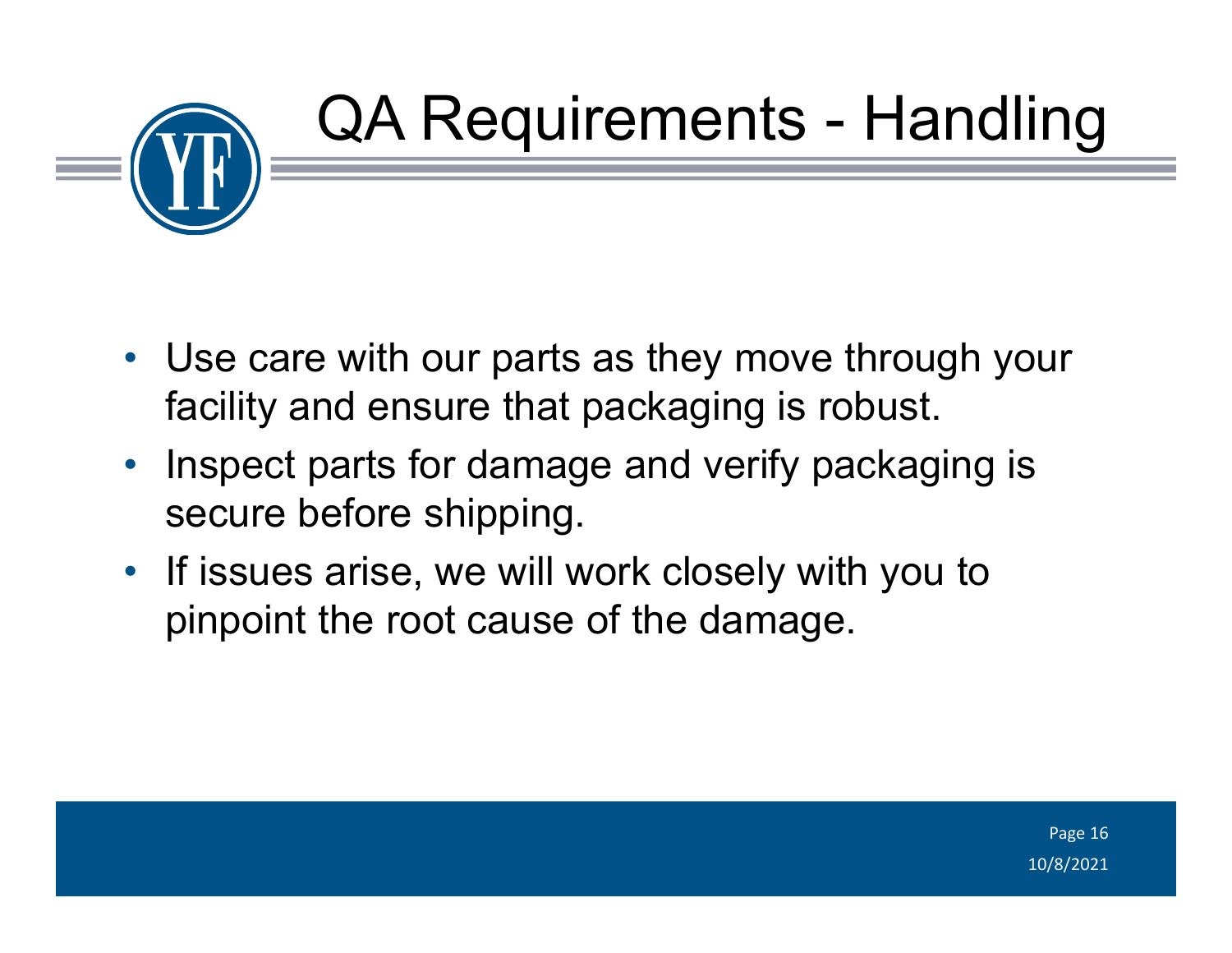# QA Requirements - Handling

- Use care with our parts as they move through your facility and ensure that packaging is robust.
- Inspect parts for damage and verify packaging is secure before shipping.
- If issues arise, we will work closely with you to pinpoint the root cause of the damage.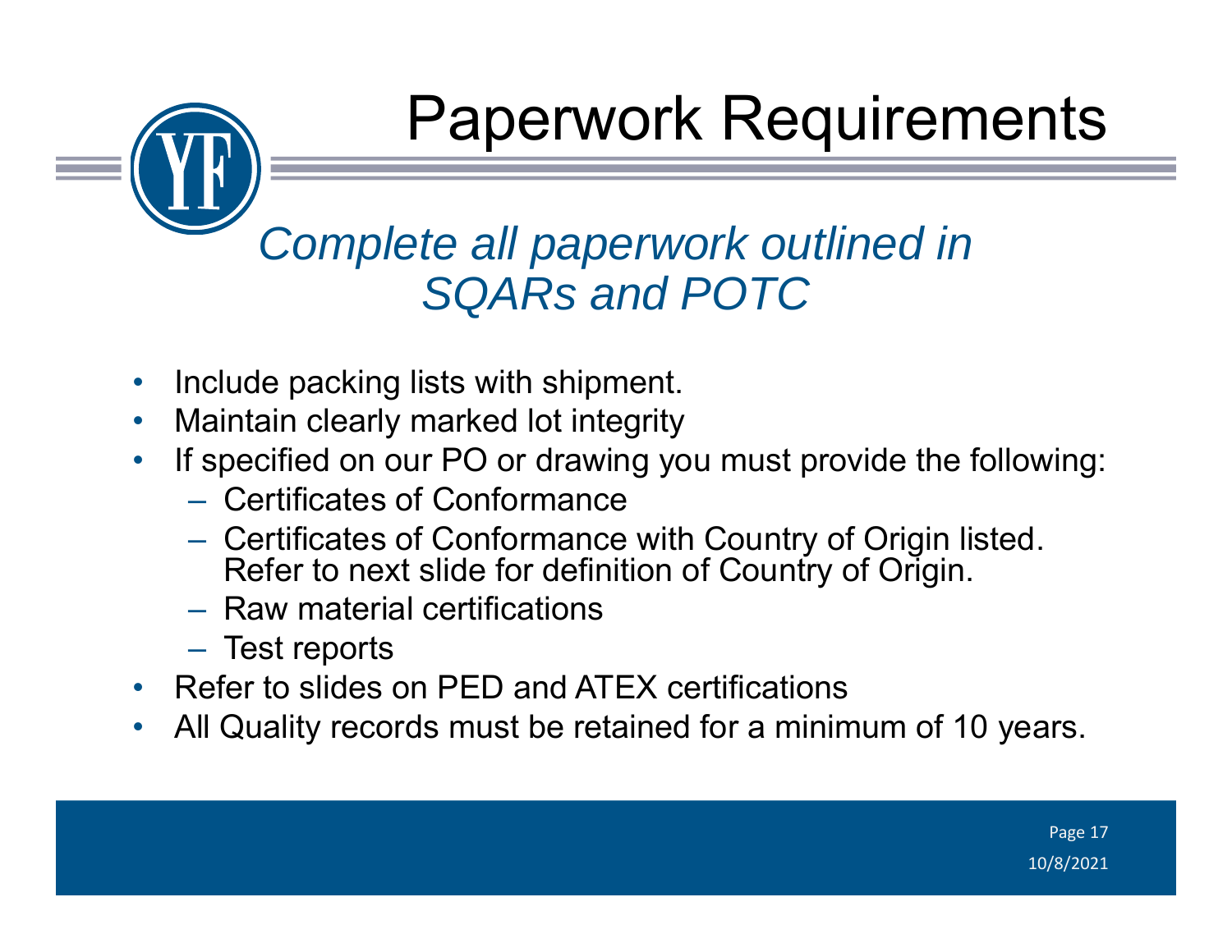# Paperwork Requirements

*Complete all paperwork outlined in SQARs and POTC*

- Include packing lists with shipment.
- Maintain clearly marked lot integrity
- If specified on our PO or drawing you must provide the following:
  - Certificates of Conformance
  - Certificates of Conformance with Country of Origin listed. Refer to next slide for definition of Country of Origin.
  - Raw material certifications
  - Test reports
- Refer to slides on PED and ATEX certifications
- All Quality records must be retained for a minimum of 10 years.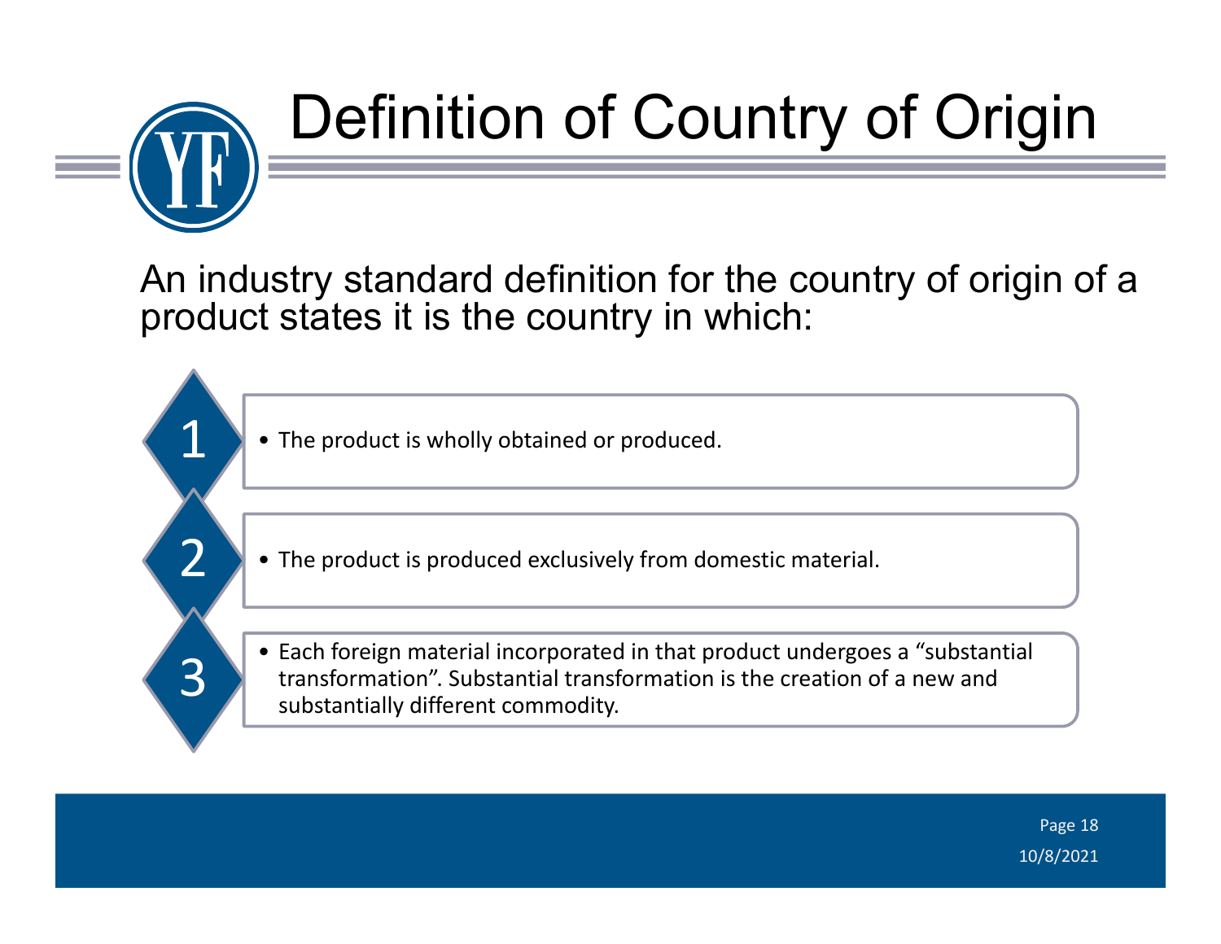# Definition of Country of Origin

An industry standard definition for the country of origin of a product states it is the country in which:

1. The product is wholly obtained or produced.
2. The product is produced exclusively from domestic material.
3. Each foreign material incorporated in that product undergoes a "substantial transformation". Substantial transformation is the creation of a new and substantially different commodity.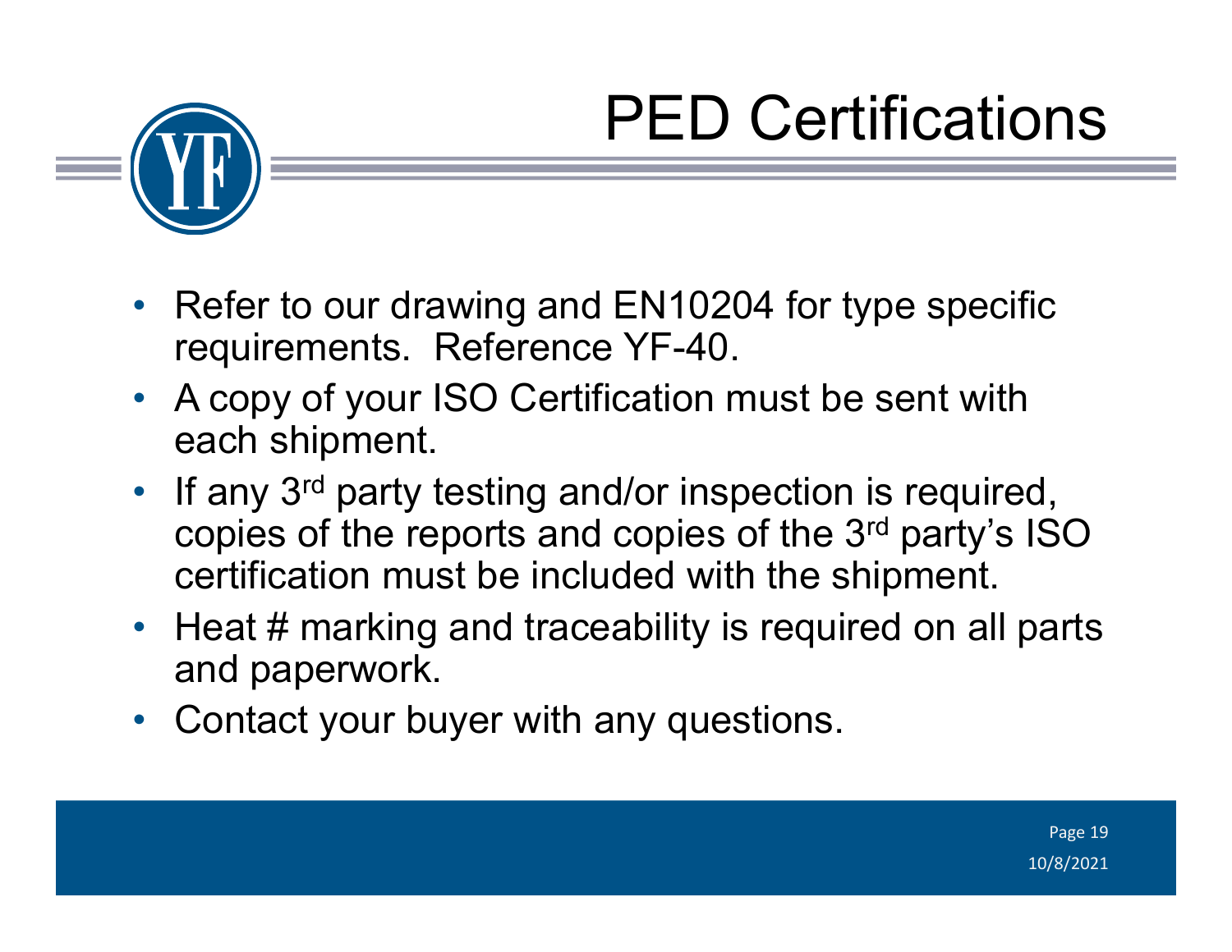# PED Certifications

- Refer to our drawing and EN10204 for type specific requirements. Reference YF-40.
- A copy of your ISO Certification must be sent with each shipment.
- If any 3rd party testing and/or inspection is required, copies of the reports and copies of the 3rd party's ISO certification must be included with the shipment.
- Heat # marking and traceability is required on all parts and paperwork.
- Contact your buyer with any questions.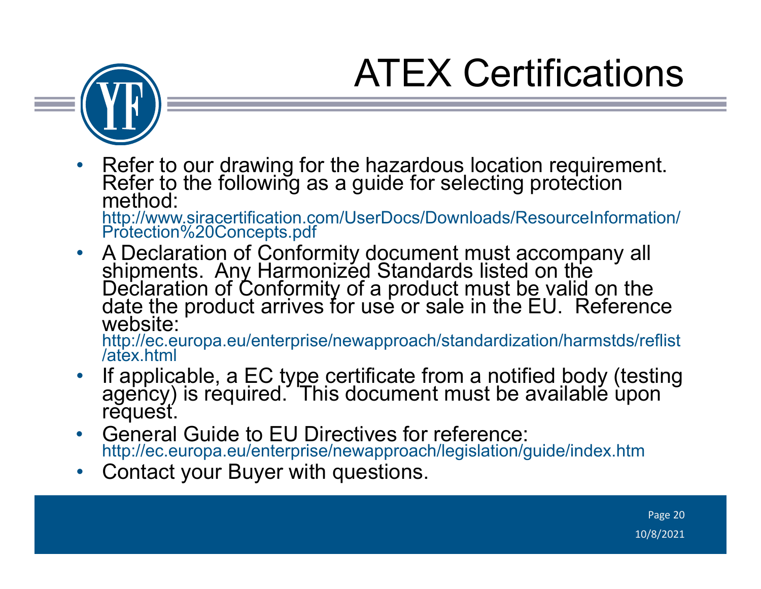# ATEX Certifications

- Refer to our drawing for the hazardous location requirement. Refer to the following as a guide for selecting protection method: http://www.siracertification.com/UserDocs/Downloads/ResourceInformation/Protection%20Concepts.pdf
- A Declaration of Conformity document must accompany all shipments. Any Harmonized Standards listed on the Declaration of Conformity of a product must be valid on the date the product arrives for use or sale in the EU. Reference website: http://ec.europa.eu/enterprise/newapproach/standardization/harmstds/reflist/atex.html
- If applicable, a EC type certificate from a notified body (testing agency) is required. This document must be available upon request.
- General Guide to EU Directives for reference: http://ec.europa.eu/enterprise/newapproach/legislation/guide/index.htm
- Contact your Buyer with questions.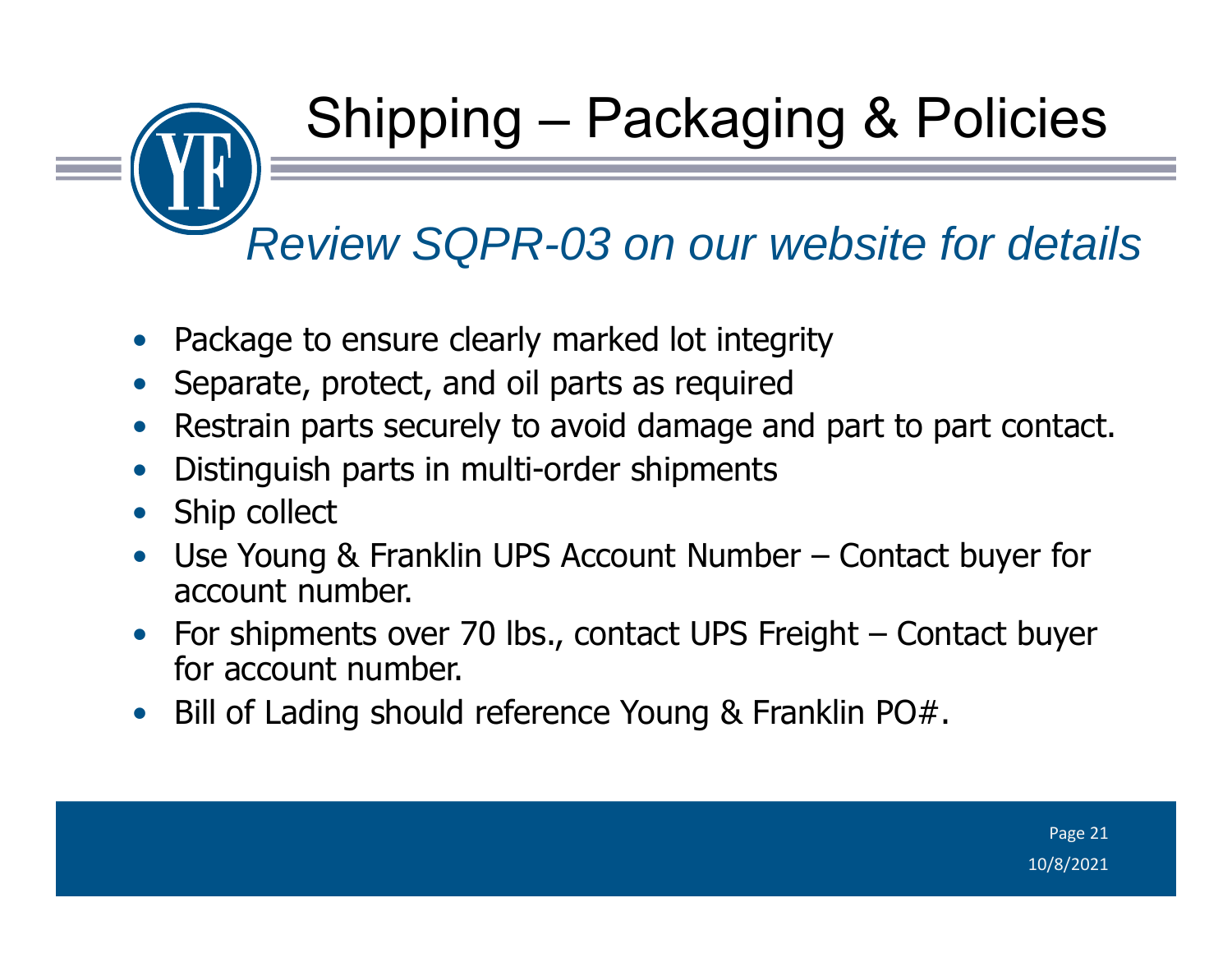# Shipping – Packaging & Policies

*Review SQPR-03 on our website for details*

- Package to ensure clearly marked lot integrity
- Separate, protect, and oil parts as required
- Restrain parts securely to avoid damage and part to part contact.
- Distinguish parts in multi-order shipments
- Ship collect
- Use Young & Franklin UPS Account Number – Contact buyer for account number.
- For shipments over 70 lbs., contact UPS Freight – Contact buyer for account number.
- Bill of Lading should reference Young & Franklin PO#.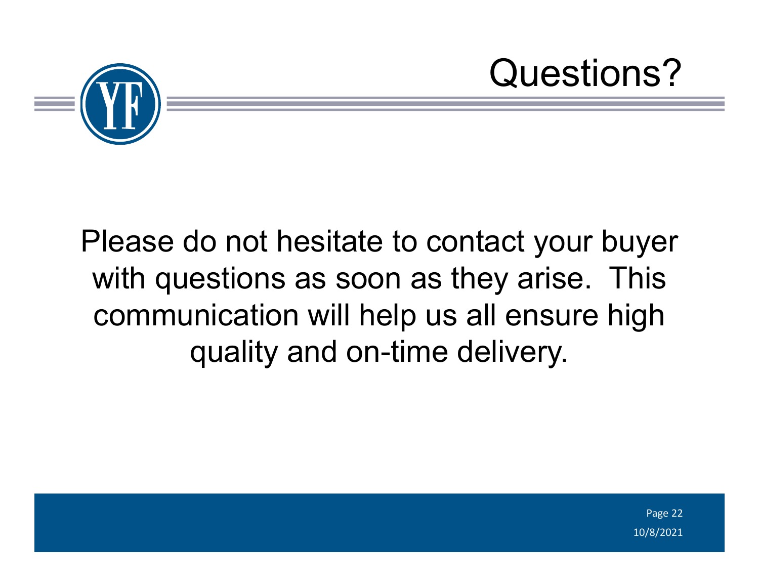# Questions?

Please do not hesitate to contact your buyer with questions as soon as they arise. This communication will help us all ensure high quality and on-time delivery.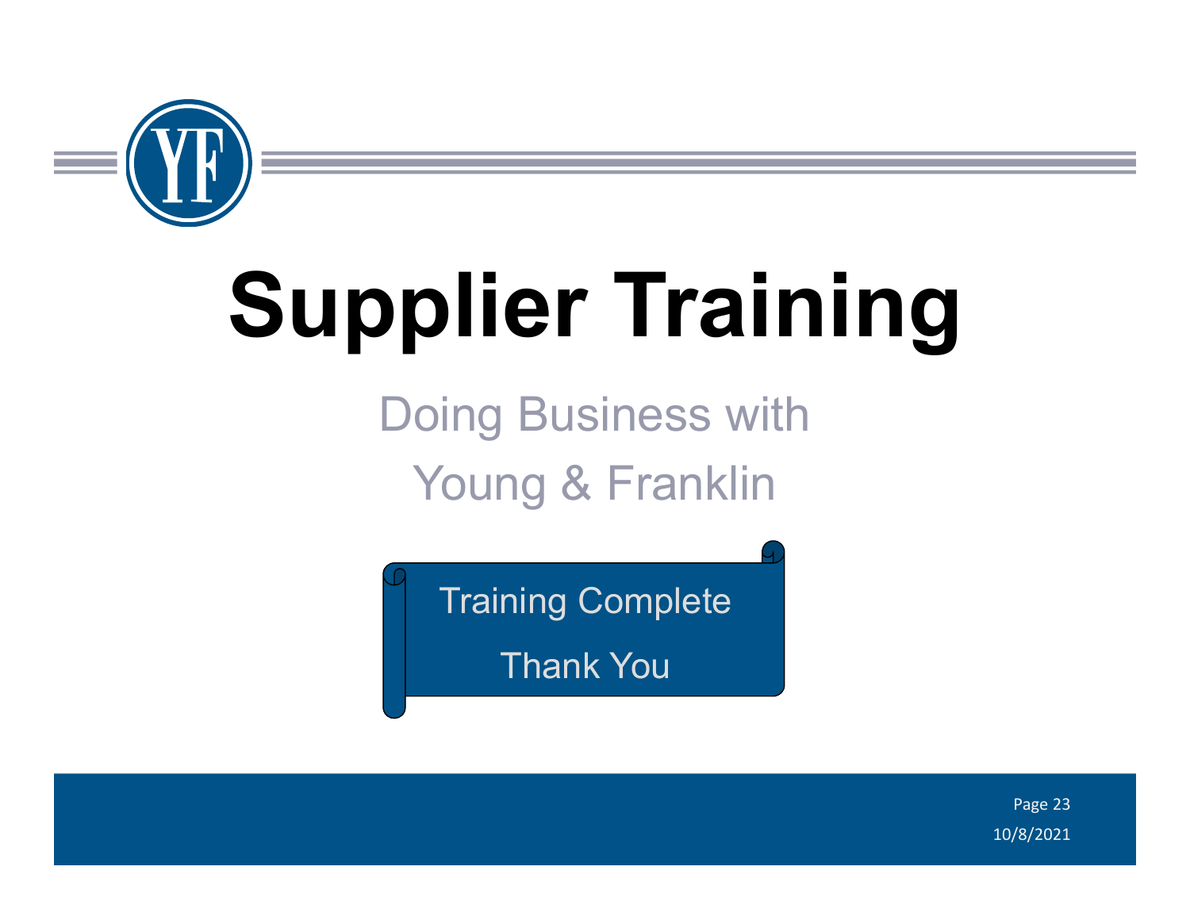# Supplier Training

Doing Business with

Young & Franklin

Training Complete

Thank You